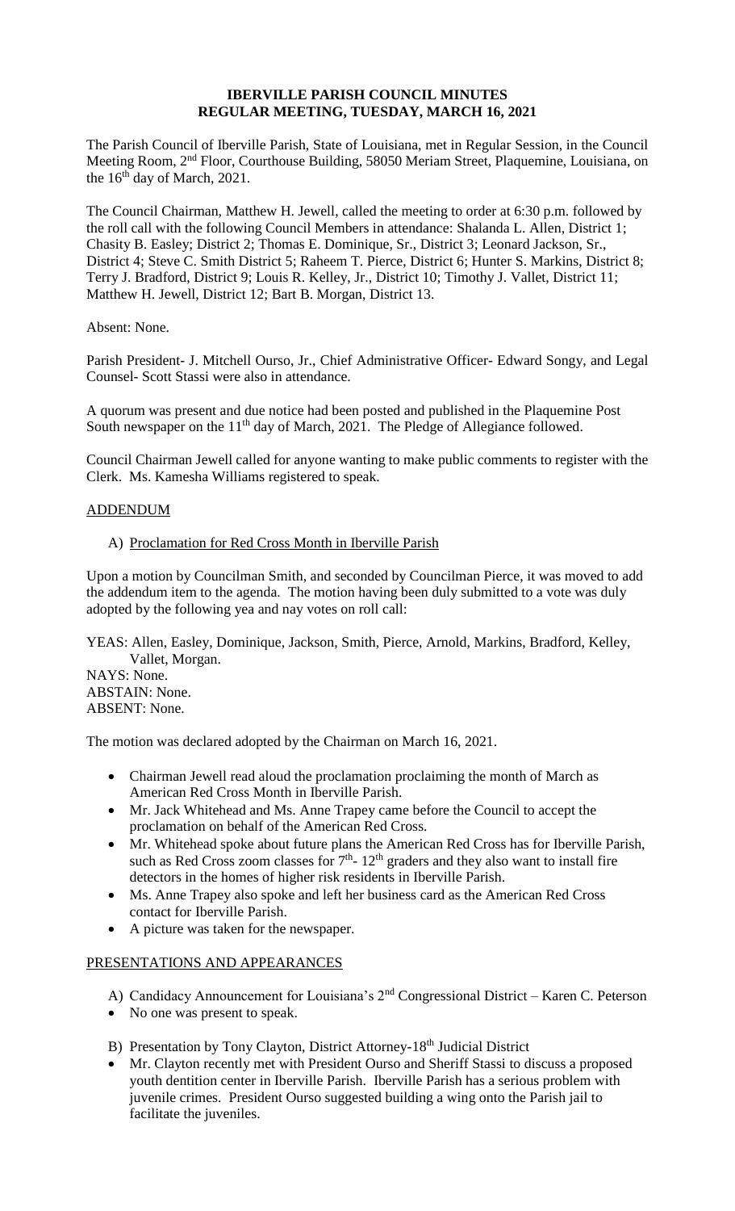# IBERVILLE PARISH COUNCIL MINUTES
## REGULAR MEETING, TUESDAY, MARCH 16, 2021

The Parish Council of Iberville Parish, State of Louisiana, met in Regular Session, in the Council Meeting Room, 2nd Floor, Courthouse Building, 58050 Meriam Street, Plaquemine, Louisiana, on the 16th day of March, 2021.

The Council Chairman, Matthew H. Jewell, called the meeting to order at 6:30 p.m. followed by the roll call with the following Council Members in attendance: Shalanda L. Allen, District 1; Chasity B. Easley; District 2; Thomas E. Dominique, Sr., District 3; Leonard Jackson, Sr., District 4; Steve C. Smith District 5; Raheem T. Pierce, District 6; Hunter S. Markins, District 8; Terry J. Bradford, District 9; Louis R. Kelley, Jr., District 10; Timothy J. Vallet, District 11; Matthew H. Jewell, District 12; Bart B. Morgan, District 13.

Absent: None.

Parish President- J. Mitchell Ourso, Jr., Chief Administrative Officer- Edward Songy, and Legal Counsel- Scott Stassi were also in attendance.

A quorum was present and due notice had been posted and published in the Plaquemine Post South newspaper on the 11th day of March, 2021. The Pledge of Allegiance followed.

Council Chairman Jewell called for anyone wanting to make public comments to register with the Clerk. Ms. Kamesha Williams registered to speak.

### ADDENDUM

A) Proclamation for Red Cross Month in Iberville Parish

Upon a motion by Councilman Smith, and seconded by Councilman Pierce, it was moved to add the addendum item to the agenda. The motion having been duly submitted to a vote was duly adopted by the following yea and nay votes on roll call:

YEAS: Allen, Easley, Dominique, Jackson, Smith, Pierce, Arnold, Markins, Bradford, Kelley, Vallet, Morgan.
NAYS: None.
ABSTAIN: None.
ABSENT: None.

The motion was declared adopted by the Chairman on March 16, 2021.

- Chairman Jewell read aloud the proclamation proclaiming the month of March as American Red Cross Month in Iberville Parish.
- Mr. Jack Whitehead and Ms. Anne Trapey came before the Council to accept the proclamation on behalf of the American Red Cross.
- Mr. Whitehead spoke about future plans the American Red Cross has for Iberville Parish, such as Red Cross zoom classes for 7th- 12th graders and they also want to install fire detectors in the homes of higher risk residents in Iberville Parish.
- Ms. Anne Trapey also spoke and left her business card as the American Red Cross contact for Iberville Parish.
- A picture was taken for the newspaper.

### PRESENTATIONS AND APPEARANCES

A) Candidacy Announcement for Louisiana's 2nd Congressional District – Karen C. Peterson

- No one was present to speak.

B) Presentation by Tony Clayton, District Attorney-18th Judicial District

- Mr. Clayton recently met with President Ourso and Sheriff Stassi to discuss a proposed youth dentition center in Iberville Parish. Iberville Parish has a serious problem with juvenile crimes. President Ourso suggested building a wing onto the Parish jail to facilitate the juveniles.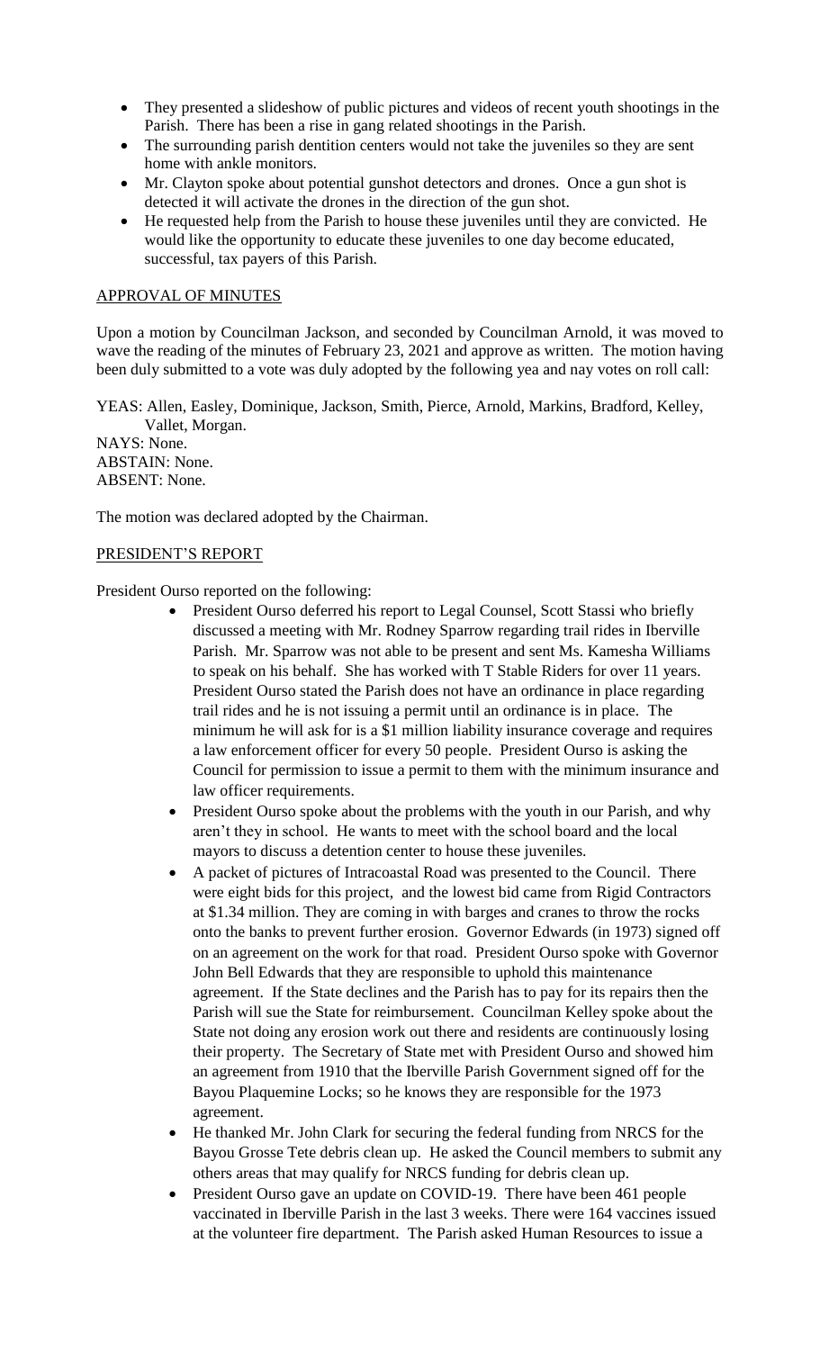- They presented a slideshow of public pictures and videos of recent youth shootings in the Parish. There has been a rise in gang related shootings in the Parish.
- The surrounding parish dentition centers would not take the juveniles so they are sent home with ankle monitors.
- Mr. Clayton spoke about potential gunshot detectors and drones. Once a gun shot is detected it will activate the drones in the direction of the gun shot.
- He requested help from the Parish to house these juveniles until they are convicted. He would like the opportunity to educate these juveniles to one day become educated, successful, tax payers of this Parish.

## APPROVAL OF MINUTES

Upon a motion by Councilman Jackson, and seconded by Councilman Arnold, it was moved to wave the reading of the minutes of February 23, 2021 and approve as written. The motion having been duly submitted to a vote was duly adopted by the following yea and nay votes on roll call:

YEAS: Allen, Easley, Dominique, Jackson, Smith, Pierce, Arnold, Markins, Bradford, Kelley, Vallet, Morgan.
NAYS: None.
ABSTAIN: None.
ABSENT: None.

The motion was declared adopted by the Chairman.

## PRESIDENT'S REPORT

President Ourso reported on the following:

- President Ourso deferred his report to Legal Counsel, Scott Stassi who briefly discussed a meeting with Mr. Rodney Sparrow regarding trail rides in Iberville Parish. Mr. Sparrow was not able to be present and sent Ms. Kamesha Williams to speak on his behalf. She has worked with T Stable Riders for over 11 years. President Ourso stated the Parish does not have an ordinance in place regarding trail rides and he is not issuing a permit until an ordinance is in place. The minimum he will ask for is a $1 million liability insurance coverage and requires a law enforcement officer for every 50 people. President Ourso is asking the Council for permission to issue a permit to them with the minimum insurance and law officer requirements.
- President Ourso spoke about the problems with the youth in our Parish, and why aren't they in school. He wants to meet with the school board and the local mayors to discuss a detention center to house these juveniles.
- A packet of pictures of Intracoastal Road was presented to the Council. There were eight bids for this project, and the lowest bid came from Rigid Contractors at $1.34 million. They are coming in with barges and cranes to throw the rocks onto the banks to prevent further erosion. Governor Edwards (in 1973) signed off on an agreement on the work for that road. President Ourso spoke with Governor John Bell Edwards that they are responsible to uphold this maintenance agreement. If the State declines and the Parish has to pay for its repairs then the Parish will sue the State for reimbursement. Councilman Kelley spoke about the State not doing any erosion work out there and residents are continuously losing their property. The Secretary of State met with President Ourso and showed him an agreement from 1910 that the Iberville Parish Government signed off for the Bayou Plaquemine Locks; so he knows they are responsible for the 1973 agreement.
- He thanked Mr. John Clark for securing the federal funding from NRCS for the Bayou Grosse Tete debris clean up. He asked the Council members to submit any others areas that may qualify for NRCS funding for debris clean up.
- President Ourso gave an update on COVID-19. There have been 461 people vaccinated in Iberville Parish in the last 3 weeks. There were 164 vaccines issued at the volunteer fire department. The Parish asked Human Resources to issue a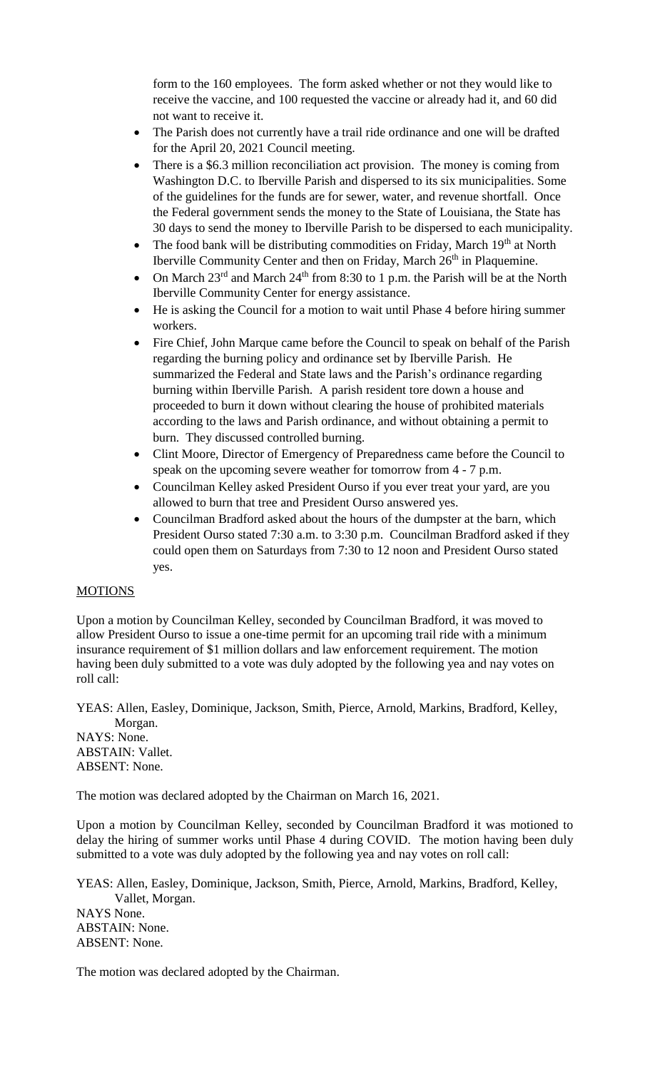form to the 160 employees. The form asked whether or not they would like to receive the vaccine, and 100 requested the vaccine or already had it, and 60 did not want to receive it.

- The Parish does not currently have a trail ride ordinance and one will be drafted for the April 20, 2021 Council meeting.
- There is a \$6.3 million reconciliation act provision. The money is coming from Washington D.C. to Iberville Parish and dispersed to its six municipalities. Some of the guidelines for the funds are for sewer, water, and revenue shortfall. Once the Federal government sends the money to the State of Louisiana, the State has 30 days to send the money to Iberville Parish to be dispersed to each municipality.
- The food bank will be distributing commodities on Friday, March 19th at North Iberville Community Center and then on Friday, March 26th in Plaquemine.
- On March 23rd and March 24th from 8:30 to 1 p.m. the Parish will be at the North Iberville Community Center for energy assistance.
- He is asking the Council for a motion to wait until Phase 4 before hiring summer workers.
- Fire Chief, John Marque came before the Council to speak on behalf of the Parish regarding the burning policy and ordinance set by Iberville Parish. He summarized the Federal and State laws and the Parish's ordinance regarding burning within Iberville Parish. A parish resident tore down a house and proceeded to burn it down without clearing the house of prohibited materials according to the laws and Parish ordinance, and without obtaining a permit to burn. They discussed controlled burning.
- Clint Moore, Director of Emergency of Preparedness came before the Council to speak on the upcoming severe weather for tomorrow from 4 - 7 p.m.
- Councilman Kelley asked President Ourso if you ever treat your yard, are you allowed to burn that tree and President Ourso answered yes.
- Councilman Bradford asked about the hours of the dumpster at the barn, which President Ourso stated 7:30 a.m. to 3:30 p.m. Councilman Bradford asked if they could open them on Saturdays from 7:30 to 12 noon and President Ourso stated yes.

## MOTIONS

Upon a motion by Councilman Kelley, seconded by Councilman Bradford, it was moved to allow President Ourso to issue a one-time permit for an upcoming trail ride with a minimum insurance requirement of \$1 million dollars and law enforcement requirement. The motion having been duly submitted to a vote was duly adopted by the following yea and nay votes on roll call:

YEAS: Allen, Easley, Dominique, Jackson, Smith, Pierce, Arnold, Markins, Bradford, Kelley, Morgan.
NAYS: None.
ABSTAIN: Vallet.
ABSENT: None.

The motion was declared adopted by the Chairman on March 16, 2021.

Upon a motion by Councilman Kelley, seconded by Councilman Bradford it was motioned to delay the hiring of summer works until Phase 4 during COVID. The motion having been duly submitted to a vote was duly adopted by the following yea and nay votes on roll call:

YEAS: Allen, Easley, Dominique, Jackson, Smith, Pierce, Arnold, Markins, Bradford, Kelley, Vallet, Morgan.
NAYS None.
ABSTAIN: None.
ABSENT: None.

The motion was declared adopted by the Chairman.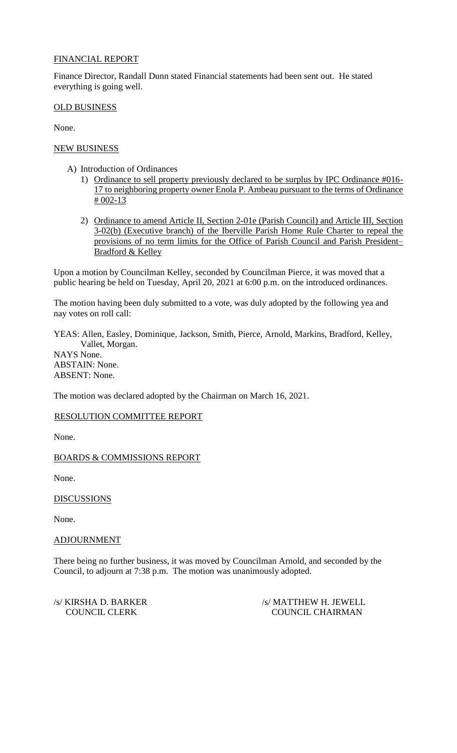FINANCIAL REPORT

Finance Director, Randall Dunn stated Financial statements had been sent out. He stated everything is going well.

OLD BUSINESS

None.

NEW BUSINESS

A) Introduction of Ordinances

1) Ordinance to sell property previously declared to be surplus by IPC Ordinance #016-17 to neighboring property owner Enola P. Ambeau pursuant to the terms of Ordinance # 002-13

2) Ordinance to amend Article II, Section 2-01e (Parish Council) and Article III, Section 3-02(b) (Executive branch) of the Iberville Parish Home Rule Charter to repeal the provisions of no term limits for the Office of Parish Council and Parish President– Bradford & Kelley

Upon a motion by Councilman Kelley, seconded by Councilman Pierce, it was moved that a public hearing be held on Tuesday, April 20, 2021 at 6:00 p.m. on the introduced ordinances.

The motion having been duly submitted to a vote, was duly adopted by the following yea and nay votes on roll call:

YEAS: Allen, Easley, Dominique, Jackson, Smith, Pierce, Arnold, Markins, Bradford, Kelley, Vallet, Morgan.
NAYS None.
ABSTAIN: None.
ABSENT: None.

The motion was declared adopted by the Chairman on March 16, 2021.

RESOLUTION COMMITTEE REPORT

None.

BOARDS & COMMISSIONS REPORT

None.

DISCUSSIONS

None.

ADJOURNMENT

There being no further business, it was moved by Councilman Arnold, and seconded by the Council, to adjourn at 7:38 p.m. The motion was unanimously adopted.

/s/ KIRSHA D. BARKER
COUNCIL CLERK

/s/ MATTHEW H. JEWELL
COUNCIL CHAIRMAN